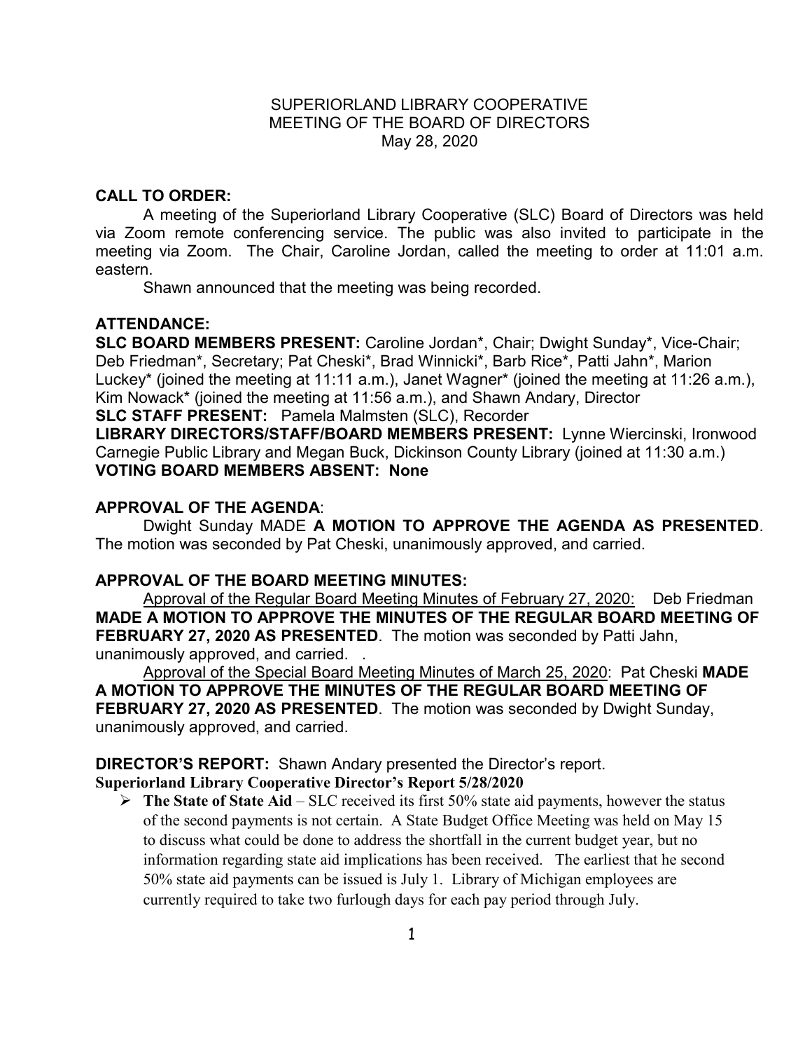SUPERIORLAND LIBRARY COOPERATIVE
MEETING OF THE BOARD OF DIRECTORS
May 28, 2020

**CALL TO ORDER:**

A meeting of the Superiorland Library Cooperative (SLC) Board of Directors was held via Zoom remote conferencing service. The public was also invited to participate in the meeting via Zoom. The Chair, Caroline Jordan, called the meeting to order at 11:01 a.m. eastern.

Shawn announced that the meeting was being recorded.

**ATTENDANCE:**

**SLC BOARD MEMBERS PRESENT:** Caroline Jordan*, Chair; Dwight Sunday*, Vice-Chair; Deb Friedman*, Secretary; Pat Cheski*, Brad Winnicki*, Barb Rice*, Patti Jahn*, Marion Luckey* (joined the meeting at 11:11 a.m.), Janet Wagner* (joined the meeting at 11:26 a.m.), Kim Nowack* (joined the meeting at 11:56 a.m.), and Shawn Andary, Director

**SLC STAFF PRESENT:** Pamela Malmsten (SLC), Recorder

**LIBRARY DIRECTORS/STAFF/BOARD MEMBERS PRESENT:** Lynne Wiercinski, Ironwood Carnegie Public Library and Megan Buck, Dickinson County Library (joined at 11:30 a.m.)

**VOTING BOARD MEMBERS ABSENT: None**

**APPROVAL OF THE AGENDA**:

Dwight Sunday MADE **A MOTION TO APPROVE THE AGENDA AS PRESENTED**. The motion was seconded by Pat Cheski, unanimously approved, and carried.

**APPROVAL OF THE BOARD MEETING MINUTES:**

Approval of the Regular Board Meeting Minutes of February 27, 2020: Deb Friedman **MADE A MOTION TO APPROVE THE MINUTES OF THE REGULAR BOARD MEETING OF FEBRUARY 27, 2020 AS PRESENTED**. The motion was seconded by Patti Jahn, unanimously approved, and carried. .

Approval of the Special Board Meeting Minutes of March 25, 2020: Pat Cheski **MADE A MOTION TO APPROVE THE MINUTES OF THE REGULAR BOARD MEETING OF FEBRUARY 27, 2020 AS PRESENTED**. The motion was seconded by Dwight Sunday, unanimously approved, and carried.

**DIRECTOR'S REPORT:** Shawn Andary presented the Director's report.

**Superiorland Library Cooperative Director's Report 5/28/2020**

- **The State of State Aid** – SLC received its first 50% state aid payments, however the status of the second payments is not certain. A State Budget Office Meeting was held on May 15 to discuss what could be done to address the shortfall in the current budget year, but no information regarding state aid implications has been received. The earliest that he second 50% state aid payments can be issued is July 1. Library of Michigan employees are currently required to take two furlough days for each pay period through July.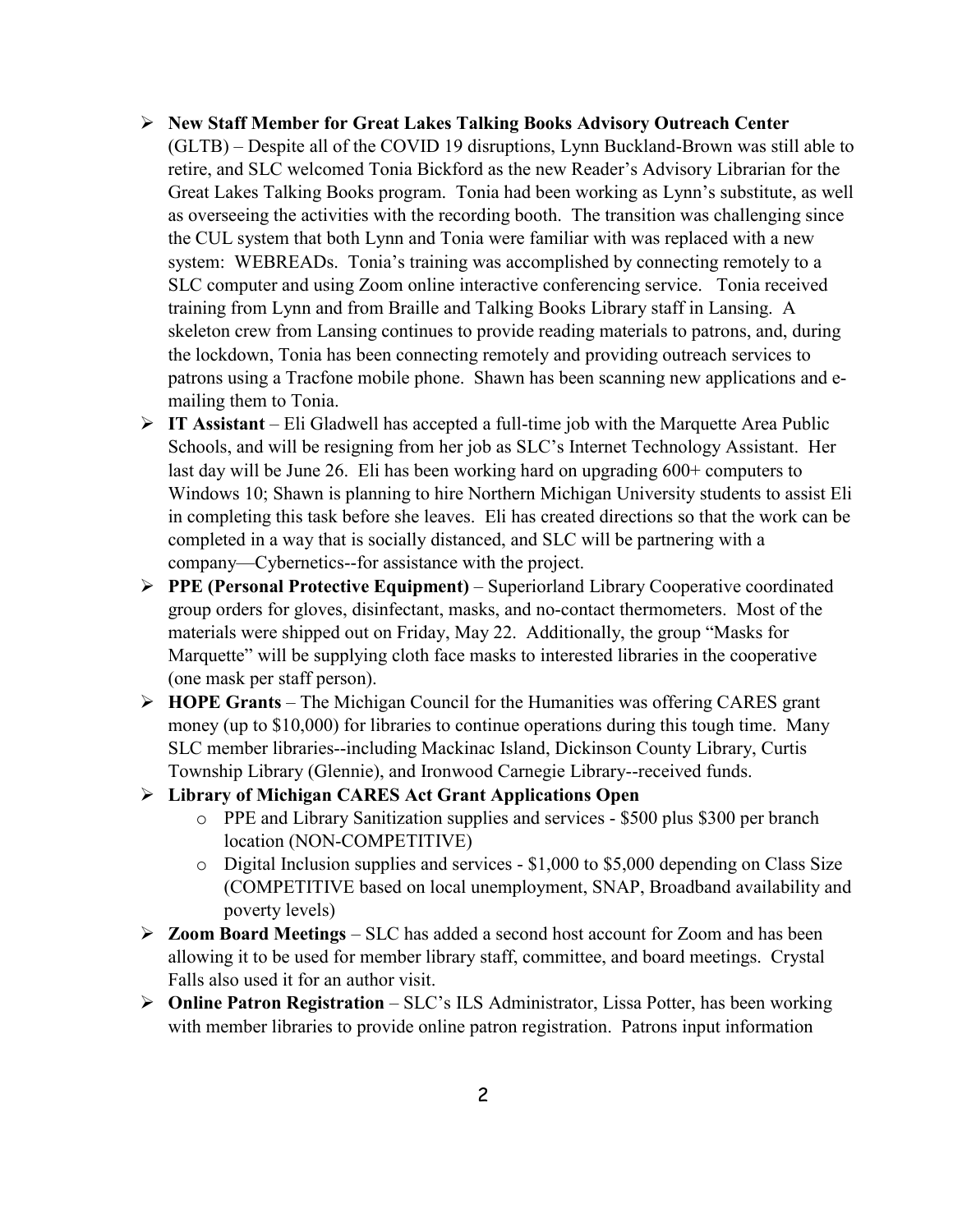- **New Staff Member for Great Lakes Talking Books Advisory Outreach Center** (GLTB) – Despite all of the COVID 19 disruptions, Lynn Buckland-Brown was still able to retire, and SLC welcomed Tonia Bickford as the new Reader's Advisory Librarian for the Great Lakes Talking Books program. Tonia had been working as Lynn's substitute, as well as overseeing the activities with the recording booth. The transition was challenging since the CUL system that both Lynn and Tonia were familiar with was replaced with a new system: WEBREADs. Tonia's training was accomplished by connecting remotely to a SLC computer and using Zoom online interactive conferencing service. Tonia received training from Lynn and from Braille and Talking Books Library staff in Lansing. A skeleton crew from Lansing continues to provide reading materials to patrons, and, during the lockdown, Tonia has been connecting remotely and providing outreach services to patrons using a Tracfone mobile phone. Shawn has been scanning new applications and e-mailing them to Tonia.
- **IT Assistant** – Eli Gladwell has accepted a full-time job with the Marquette Area Public Schools, and will be resigning from her job as SLC's Internet Technology Assistant. Her last day will be June 26. Eli has been working hard on upgrading 600+ computers to Windows 10; Shawn is planning to hire Northern Michigan University students to assist Eli in completing this task before she leaves. Eli has created directions so that the work can be completed in a way that is socially distanced, and SLC will be partnering with a company—Cybernetics--for assistance with the project.
- **PPE (Personal Protective Equipment)** – Superiorland Library Cooperative coordinated group orders for gloves, disinfectant, masks, and no-contact thermometers. Most of the materials were shipped out on Friday, May 22. Additionally, the group "Masks for Marquette" will be supplying cloth face masks to interested libraries in the cooperative (one mask per staff person).
- **HOPE Grants** – The Michigan Council for the Humanities was offering CARES grant money (up to $10,000) for libraries to continue operations during this tough time. Many SLC member libraries--including Mackinac Island, Dickinson County Library, Curtis Township Library (Glennie), and Ironwood Carnegie Library--received funds.
- **Library of Michigan CARES Act Grant Applications Open**
  - PPE and Library Sanitization supplies and services - $500 plus $300 per branch location (NON-COMPETITIVE)
  - Digital Inclusion supplies and services - $1,000 to $5,000 depending on Class Size (COMPETITIVE based on local unemployment, SNAP, Broadband availability and poverty levels)
- **Zoom Board Meetings** – SLC has added a second host account for Zoom and has been allowing it to be used for member library staff, committee, and board meetings. Crystal Falls also used it for an author visit.
- **Online Patron Registration** – SLC's ILS Administrator, Lissa Potter, has been working with member libraries to provide online patron registration. Patrons input information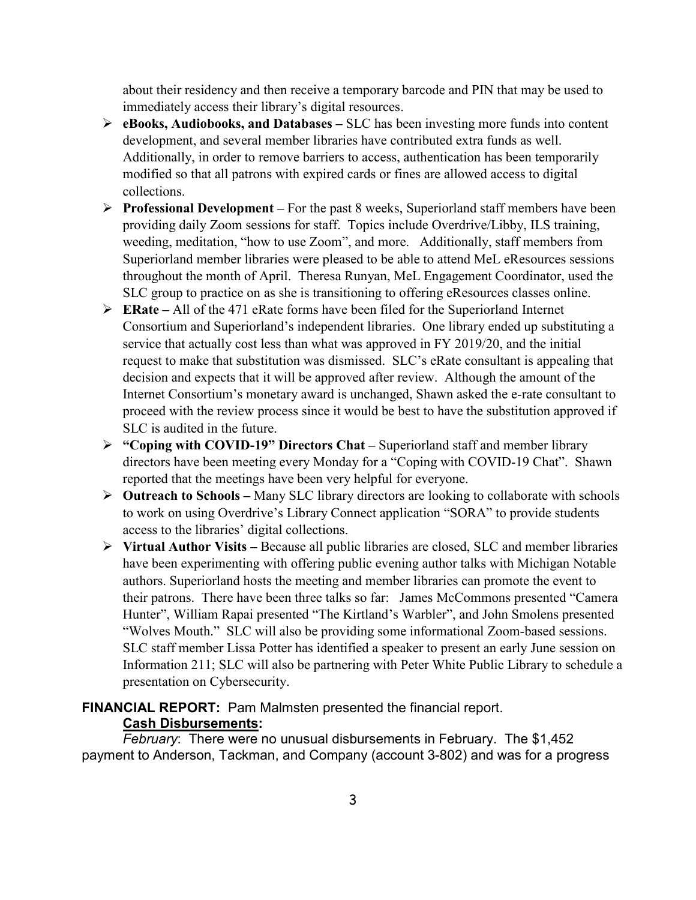about their residency and then receive a temporary barcode and PIN that may be used to immediately access their library's digital resources.

- **eBooks, Audiobooks, and Databases –** SLC has been investing more funds into content development, and several member libraries have contributed extra funds as well. Additionally, in order to remove barriers to access, authentication has been temporarily modified so that all patrons with expired cards or fines are allowed access to digital collections.
- **Professional Development –** For the past 8 weeks, Superiorland staff members have been providing daily Zoom sessions for staff. Topics include Overdrive/Libby, ILS training, weeding, meditation, "how to use Zoom", and more. Additionally, staff members from Superiorland member libraries were pleased to be able to attend MeL eResources sessions throughout the month of April. Theresa Runyan, MeL Engagement Coordinator, used the SLC group to practice on as she is transitioning to offering eResources classes online.
- **ERate –** All of the 471 eRate forms have been filed for the Superiorland Internet Consortium and Superiorland's independent libraries. One library ended up substituting a service that actually cost less than what was approved in FY 2019/20, and the initial request to make that substitution was dismissed. SLC's eRate consultant is appealing that decision and expects that it will be approved after review. Although the amount of the Internet Consortium's monetary award is unchanged, Shawn asked the e-rate consultant to proceed with the review process since it would be best to have the substitution approved if SLC is audited in the future.
- **"Coping with COVID-19" Directors Chat –** Superiorland staff and member library directors have been meeting every Monday for a "Coping with COVID-19 Chat". Shawn reported that the meetings have been very helpful for everyone.
- **Outreach to Schools –** Many SLC library directors are looking to collaborate with schools to work on using Overdrive's Library Connect application "SORA" to provide students access to the libraries' digital collections.
- **Virtual Author Visits –** Because all public libraries are closed, SLC and member libraries have been experimenting with offering public evening author talks with Michigan Notable authors. Superiorland hosts the meeting and member libraries can promote the event to their patrons. There have been three talks so far: James McCommons presented "Camera Hunter", William Rapai presented "The Kirtland's Warbler", and John Smolens presented "Wolves Mouth." SLC will also be providing some informational Zoom-based sessions. SLC staff member Lissa Potter has identified a speaker to present an early June session on Information 211; SLC will also be partnering with Peter White Public Library to schedule a presentation on Cybersecurity.

**FINANCIAL REPORT:** Pam Malmsten presented the financial report.

**Cash Disbursements:**

*February*: There were no unusual disbursements in February. The $1,452 payment to Anderson, Tackman, and Company (account 3-802) and was for a progress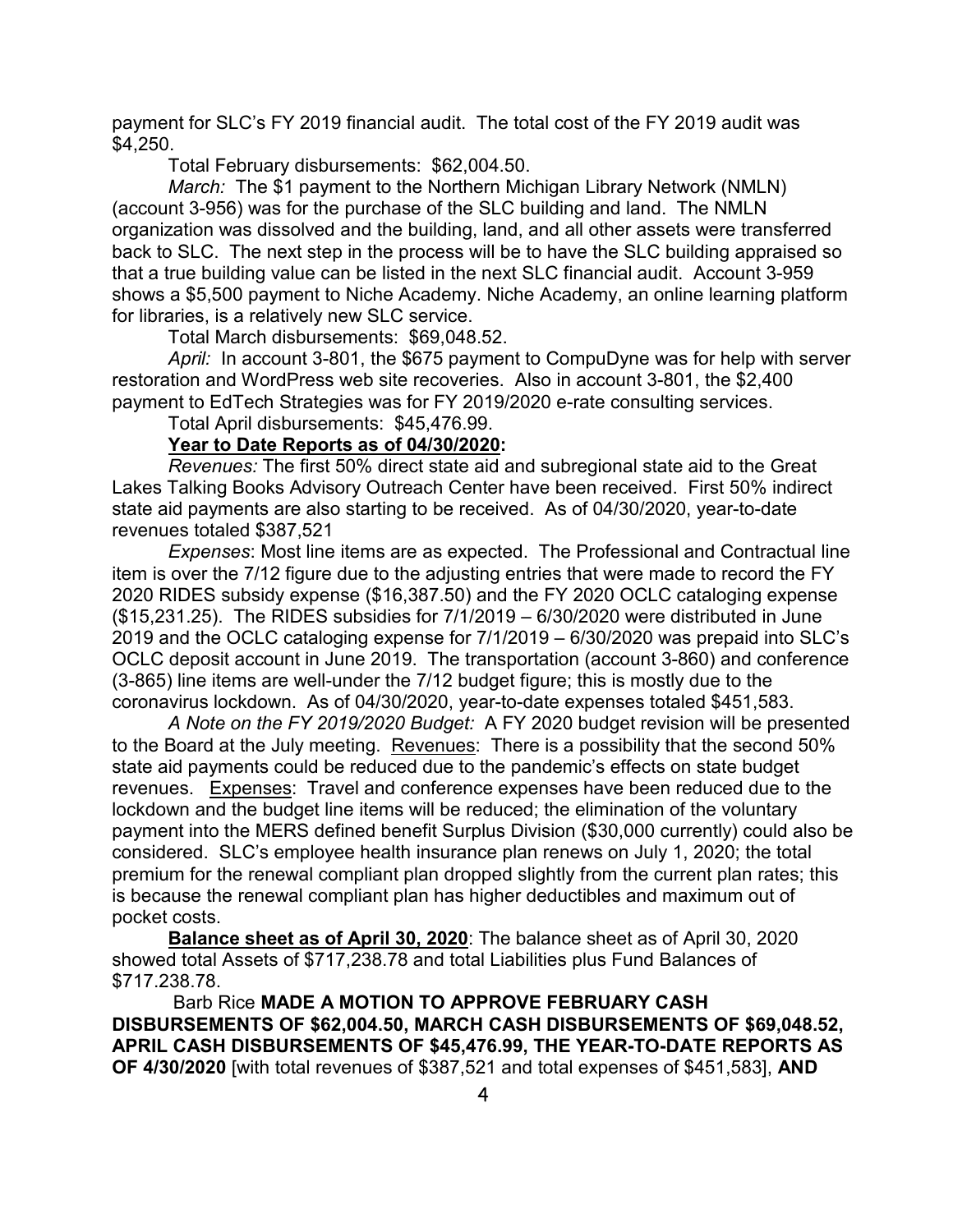payment for SLC's FY 2019 financial audit. The total cost of the FY 2019 audit was $4,250.

Total February disbursements: $62,004.50.

*March:* The $1 payment to the Northern Michigan Library Network (NMLN) (account 3-956) was for the purchase of the SLC building and land. The NMLN organization was dissolved and the building, land, and all other assets were transferred back to SLC. The next step in the process will be to have the SLC building appraised so that a true building value can be listed in the next SLC financial audit. Account 3-959 shows a $5,500 payment to Niche Academy. Niche Academy, an online learning platform for libraries, is a relatively new SLC service.

Total March disbursements: $69,048.52.

*April:* In account 3-801, the $675 payment to CompuDyne was for help with server restoration and WordPress web site recoveries. Also in account 3-801, the $2,400 payment to EdTech Strategies was for FY 2019/2020 e-rate consulting services.

Total April disbursements: $45,476.99.

**Year to Date Reports as of 04/30/2020:**

*Revenues:* The first 50% direct state aid and subregional state aid to the Great Lakes Talking Books Advisory Outreach Center have been received. First 50% indirect state aid payments are also starting to be received. As of 04/30/2020, year-to-date revenues totaled $387,521

*Expenses*: Most line items are as expected. The Professional and Contractual line item is over the 7/12 figure due to the adjusting entries that were made to record the FY 2020 RIDES subsidy expense ($16,387.50) and the FY 2020 OCLC cataloging expense ($15,231.25). The RIDES subsidies for 7/1/2019 – 6/30/2020 were distributed in June 2019 and the OCLC cataloging expense for 7/1/2019 – 6/30/2020 was prepaid into SLC's OCLC deposit account in June 2019. The transportation (account 3-860) and conference (3-865) line items are well-under the 7/12 budget figure; this is mostly due to the coronavirus lockdown. As of 04/30/2020, year-to-date expenses totaled $451,583.

*A Note on the FY 2019/2020 Budget:* A FY 2020 budget revision will be presented to the Board at the July meeting. Revenues: There is a possibility that the second 50% state aid payments could be reduced due to the pandemic's effects on state budget revenues. Expenses: Travel and conference expenses have been reduced due to the lockdown and the budget line items will be reduced; the elimination of the voluntary payment into the MERS defined benefit Surplus Division ($30,000 currently) could also be considered. SLC's employee health insurance plan renews on July 1, 2020; the total premium for the renewal compliant plan dropped slightly from the current plan rates; this is because the renewal compliant plan has higher deductibles and maximum out of pocket costs.

**Balance sheet as of April 30, 2020**: The balance sheet as of April 30, 2020 showed total Assets of $717,238.78 and total Liabilities plus Fund Balances of $717.238.78.

Barb Rice **MADE A MOTION TO APPROVE FEBRUARY CASH DISBURSEMENTS OF $62,004.50, MARCH CASH DISBURSEMENTS OF $69,048.52, APRIL CASH DISBURSEMENTS OF $45,476.99, THE YEAR-TO-DATE REPORTS AS OF 4/30/2020** [with total revenues of $387,521 and total expenses of $451,583], **AND**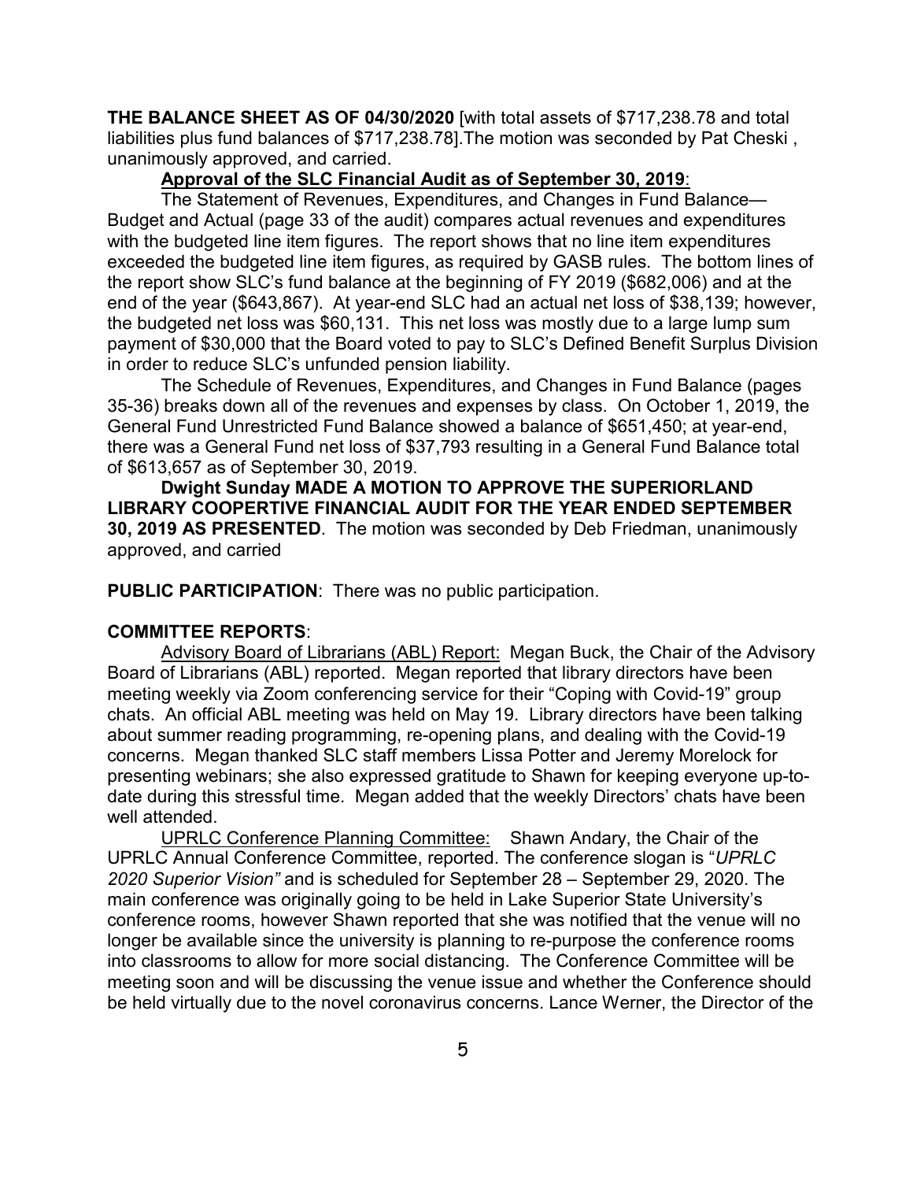**THE BALANCE SHEET AS OF 04/30/2020** [with total assets of $717,238.78 and total liabilities plus fund balances of $717,238.78].The motion was seconded by Pat Cheski , unanimously approved, and carried.

**Approval of the SLC Financial Audit as of September 30, 2019**:

The Statement of Revenues, Expenditures, and Changes in Fund Balance—Budget and Actual (page 33 of the audit) compares actual revenues and expenditures with the budgeted line item figures. The report shows that no line item expenditures exceeded the budgeted line item figures, as required by GASB rules. The bottom lines of the report show SLC's fund balance at the beginning of FY 2019 ($682,006) and at the end of the year ($643,867). At year-end SLC had an actual net loss of $38,139; however, the budgeted net loss was $60,131. This net loss was mostly due to a large lump sum payment of $30,000 that the Board voted to pay to SLC's Defined Benefit Surplus Division in order to reduce SLC's unfunded pension liability.

The Schedule of Revenues, Expenditures, and Changes in Fund Balance (pages 35-36) breaks down all of the revenues and expenses by class. On October 1, 2019, the General Fund Unrestricted Fund Balance showed a balance of $651,450; at year-end, there was a General Fund net loss of $37,793 resulting in a General Fund Balance total of $613,657 as of September 30, 2019.

**Dwight Sunday MADE A MOTION TO APPROVE THE SUPERIORLAND LIBRARY COOPERTIVE FINANCIAL AUDIT FOR THE YEAR ENDED SEPTEMBER 30, 2019 AS PRESENTED**. The motion was seconded by Deb Friedman, unanimously approved, and carried

**PUBLIC PARTICIPATION**: There was no public participation.

**COMMITTEE REPORTS**:

Advisory Board of Librarians (ABL) Report: Megan Buck, the Chair of the Advisory Board of Librarians (ABL) reported. Megan reported that library directors have been meeting weekly via Zoom conferencing service for their "Coping with Covid-19" group chats. An official ABL meeting was held on May 19. Library directors have been talking about summer reading programming, re-opening plans, and dealing with the Covid-19 concerns. Megan thanked SLC staff members Lissa Potter and Jeremy Morelock for presenting webinars; she also expressed gratitude to Shawn for keeping everyone up-to-date during this stressful time. Megan added that the weekly Directors' chats have been well attended.

UPRLC Conference Planning Committee: Shawn Andary, the Chair of the UPRLC Annual Conference Committee, reported. The conference slogan is "*UPRLC 2020 Superior Vision"* and is scheduled for September 28 – September 29, 2020. The main conference was originally going to be held in Lake Superior State University's conference rooms, however Shawn reported that she was notified that the venue will no longer be available since the university is planning to re-purpose the conference rooms into classrooms to allow for more social distancing. The Conference Committee will be meeting soon and will be discussing the venue issue and whether the Conference should be held virtually due to the novel coronavirus concerns. Lance Werner, the Director of the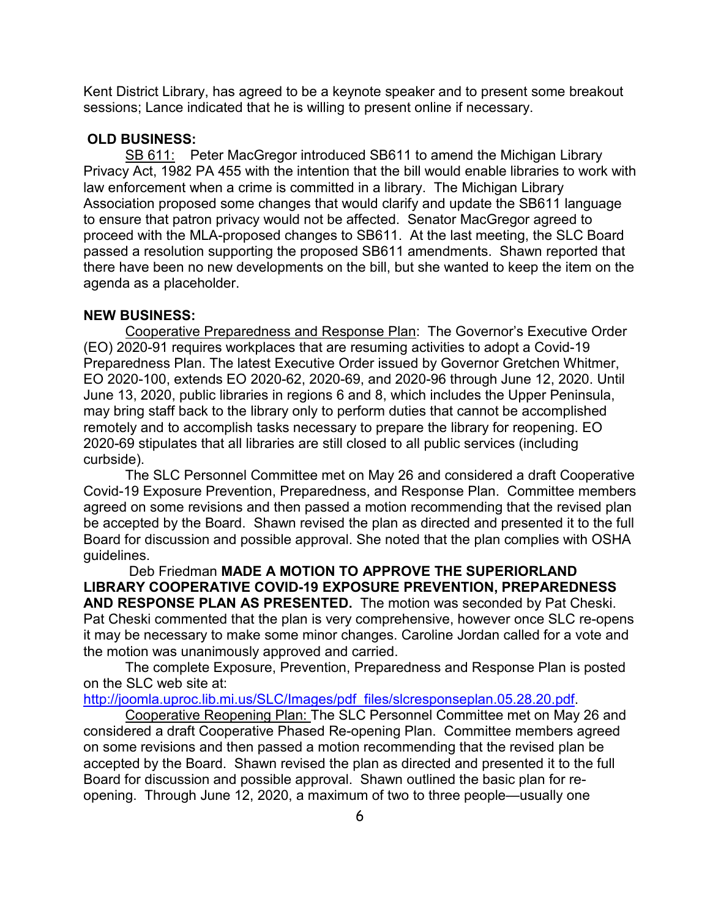Kent District Library, has agreed to be a keynote speaker and to present some breakout sessions; Lance indicated that he is willing to present online if necessary.

**OLD BUSINESS:**

SB 611: Peter MacGregor introduced SB611 to amend the Michigan Library Privacy Act, 1982 PA 455 with the intention that the bill would enable libraries to work with law enforcement when a crime is committed in a library. The Michigan Library Association proposed some changes that would clarify and update the SB611 language to ensure that patron privacy would not be affected. Senator MacGregor agreed to proceed with the MLA-proposed changes to SB611. At the last meeting, the SLC Board passed a resolution supporting the proposed SB611 amendments. Shawn reported that there have been no new developments on the bill, but she wanted to keep the item on the agenda as a placeholder.

**NEW BUSINESS:**

Cooperative Preparedness and Response Plan: The Governor's Executive Order (EO) 2020-91 requires workplaces that are resuming activities to adopt a Covid-19 Preparedness Plan. The latest Executive Order issued by Governor Gretchen Whitmer, EO 2020-100, extends EO 2020-62, 2020-69, and 2020-96 through June 12, 2020. Until June 13, 2020, public libraries in regions 6 and 8, which includes the Upper Peninsula, may bring staff back to the library only to perform duties that cannot be accomplished remotely and to accomplish tasks necessary to prepare the library for reopening. EO 2020-69 stipulates that all libraries are still closed to all public services (including curbside).

The SLC Personnel Committee met on May 26 and considered a draft Cooperative Covid-19 Exposure Prevention, Preparedness, and Response Plan. Committee members agreed on some revisions and then passed a motion recommending that the revised plan be accepted by the Board. Shawn revised the plan as directed and presented it to the full Board for discussion and possible approval. She noted that the plan complies with OSHA guidelines.

Deb Friedman **MADE A MOTION TO APPROVE THE SUPERIORLAND LIBRARY COOPERATIVE COVID-19 EXPOSURE PREVENTION, PREPAREDNESS AND RESPONSE PLAN AS PRESENTED.** The motion was seconded by Pat Cheski. Pat Cheski commented that the plan is very comprehensive, however once SLC re-opens it may be necessary to make some minor changes. Caroline Jordan called for a vote and the motion was unanimously approved and carried.

The complete Exposure, Prevention, Preparedness and Response Plan is posted on the SLC web site at: http://joomla.uproc.lib.mi.us/SLC/Images/pdf_files/slcresponseplan.05.28.20.pdf.

Cooperative Reopening Plan: The SLC Personnel Committee met on May 26 and considered a draft Cooperative Phased Re-opening Plan. Committee members agreed on some revisions and then passed a motion recommending that the revised plan be accepted by the Board. Shawn revised the plan as directed and presented it to the full Board for discussion and possible approval. Shawn outlined the basic plan for re-opening. Through June 12, 2020, a maximum of two to three people—usually one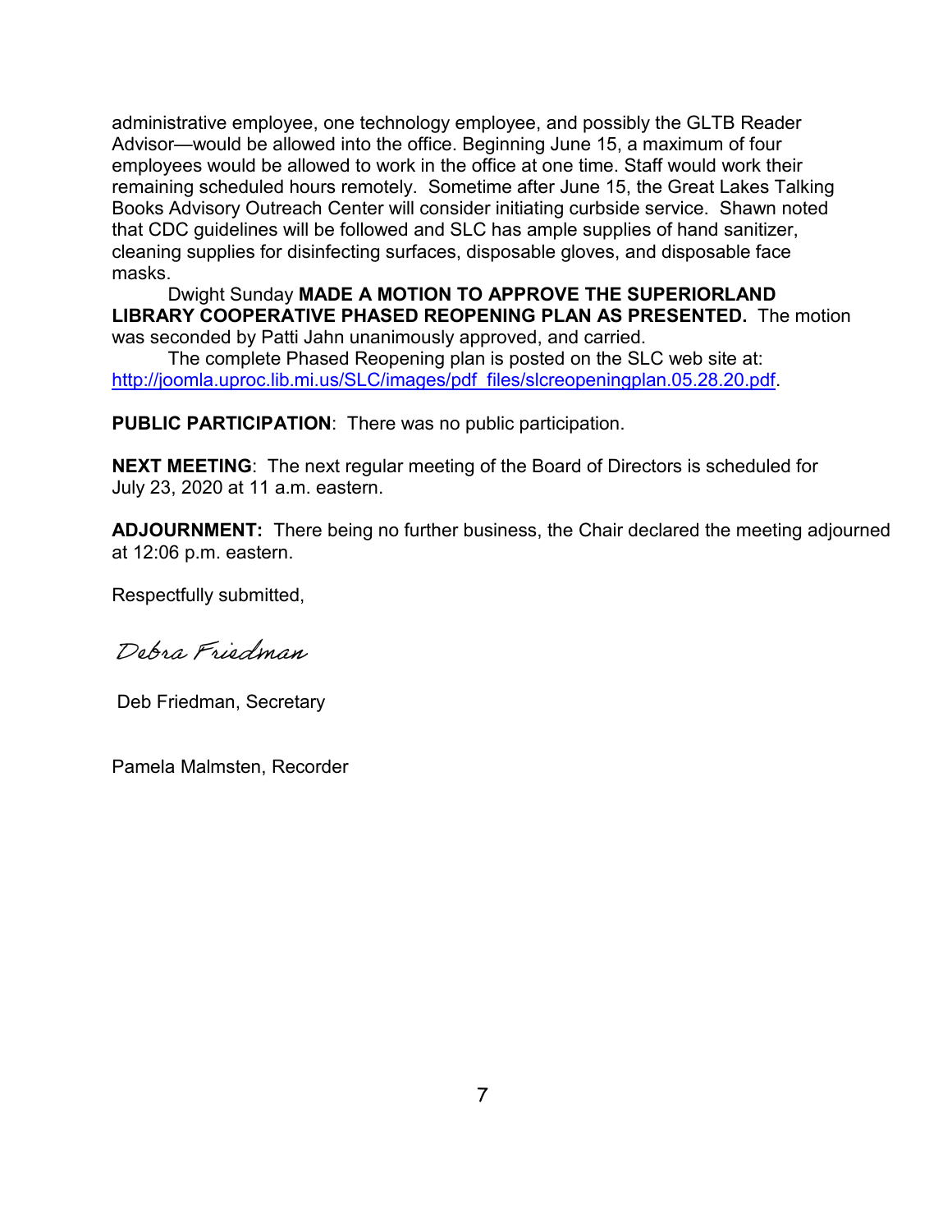administrative employee, one technology employee, and possibly the GLTB Reader Advisor—would be allowed into the office. Beginning June 15, a maximum of four employees would be allowed to work in the office at one time. Staff would work their remaining scheduled hours remotely. Sometime after June 15, the Great Lakes Talking Books Advisory Outreach Center will consider initiating curbside service. Shawn noted that CDC guidelines will be followed and SLC has ample supplies of hand sanitizer, cleaning supplies for disinfecting surfaces, disposable gloves, and disposable face masks.

Dwight Sunday **MADE A MOTION TO APPROVE THE SUPERIORLAND LIBRARY COOPERATIVE PHASED REOPENING PLAN AS PRESENTED.** The motion was seconded by Patti Jahn unanimously approved, and carried.

The complete Phased Reopening plan is posted on the SLC web site at: http://joomla.uproc.lib.mi.us/SLC/images/pdf_files/slcreopeningplan.05.28.20.pdf.

**PUBLIC PARTICIPATION**: There was no public participation.

**NEXT MEETING**: The next regular meeting of the Board of Directors is scheduled for July 23, 2020 at 11 a.m. eastern.

**ADJOURNMENT:** There being no further business, the Chair declared the meeting adjourned at 12:06 p.m. eastern.

Respectfully submitted,

*Debra Friedman*

Deb Friedman, Secretary

Pamela Malmsten, Recorder